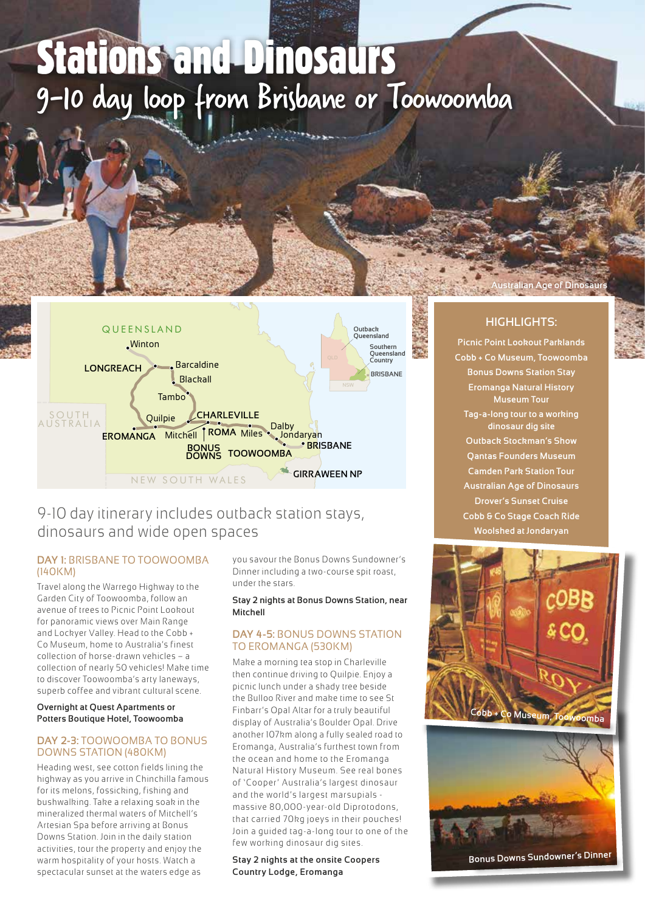# Stations and Dinosaurs

## 9-10 day loop from Brisbane or Toowoomba

Australian Age of Dinosaurs

9-10 day itinerary includes outback station stays, dinosaurs and wide open spaces

### DAY 1: BRISBANE TO TOOWOOMBA (140KM)

Travel along the Warrego Highway to the Garden City of Toowoomba, follow an avenue of trees to Picnic Point Lookout for panoramic views over Main Range and Lockyer Valley. Head to the Cobb + Co Museum, home to Australia's finest collection of horse-drawn vehicles – a collection of nearly 50 vehicles! Make time to discover Toowoomba's arty laneways, superb coffee and vibrant cultural scene.

**Overnight at Quest Apartments or Potters Boutique Hotel, Toowoomba**

### DAY 2-3: TOOWOOMBA TO BONUS DOWNS STATION (480KM)

Heading west, see cotton fields lining the highway as you arrive in Chinchilla famous for its melons, fossicking, fishing and bushwalking. Take a relaxing soak in the mineralized thermal waters of Mitchell's Artesian Spa before arriving at Bonus Downs Station. Join in the daily station activities, tour the property and enjoy the warm hospitality of your hosts. Watch a spectacular sunset at the waters edge as you savour the Bonus Downs Sundowner's Dinner including a two-course spit roast, under the stars.

**Stay 2 nights at Bonus Downs Station, near Mitchell**

### DAY 4-5: BONUS DOWNS STATION TO EROMANGA (530KM)

Make a morning tea stop in Charleville then continue driving to Quilpie. Enjoy a picnic lunch under a shady tree beside the Bulloo River and make time to see St Finbarr's Opal Altar for a truly beautiful display of Australia's Boulder Opal. Drive another 107km along a fully sealed road to Eromanga, Australia's furthest town from the ocean and home to the Eromanga Natural History Museum. See real bones of 'Cooper' Australia's largest dinosaur and the world's largest marsupials - massive 80,000-year-old Diprotodons, that carried 70kg joeys in their pouches! Join a guided tag-a-long tour to one of the few working dinosaur dig sites.

**Stay 2 nights at the onsite Coopers Country Lodge, Eromanga**

### HIGHLIGHTS:

- Picnic Point Lookout Parklands
- Cobb + Co Museum, Toowoomba
- Bonus Downs Station Stay
- Eromanga Natural History Museum Tour
- Tag-a-long tour to a working dinosaur dig site
- Outback Stockman's Show
- Qantas Founders Museum
- Camden Park Station Tour
- Australian Age of Dinosaurs
- Drover's Sunset Cruise
- Cobb & Co Stage Coach Ride
- Woolshed at Jondaryan

Cobb + Co Museum, Toowoomba

Bonus Downs Sundowner's Dinner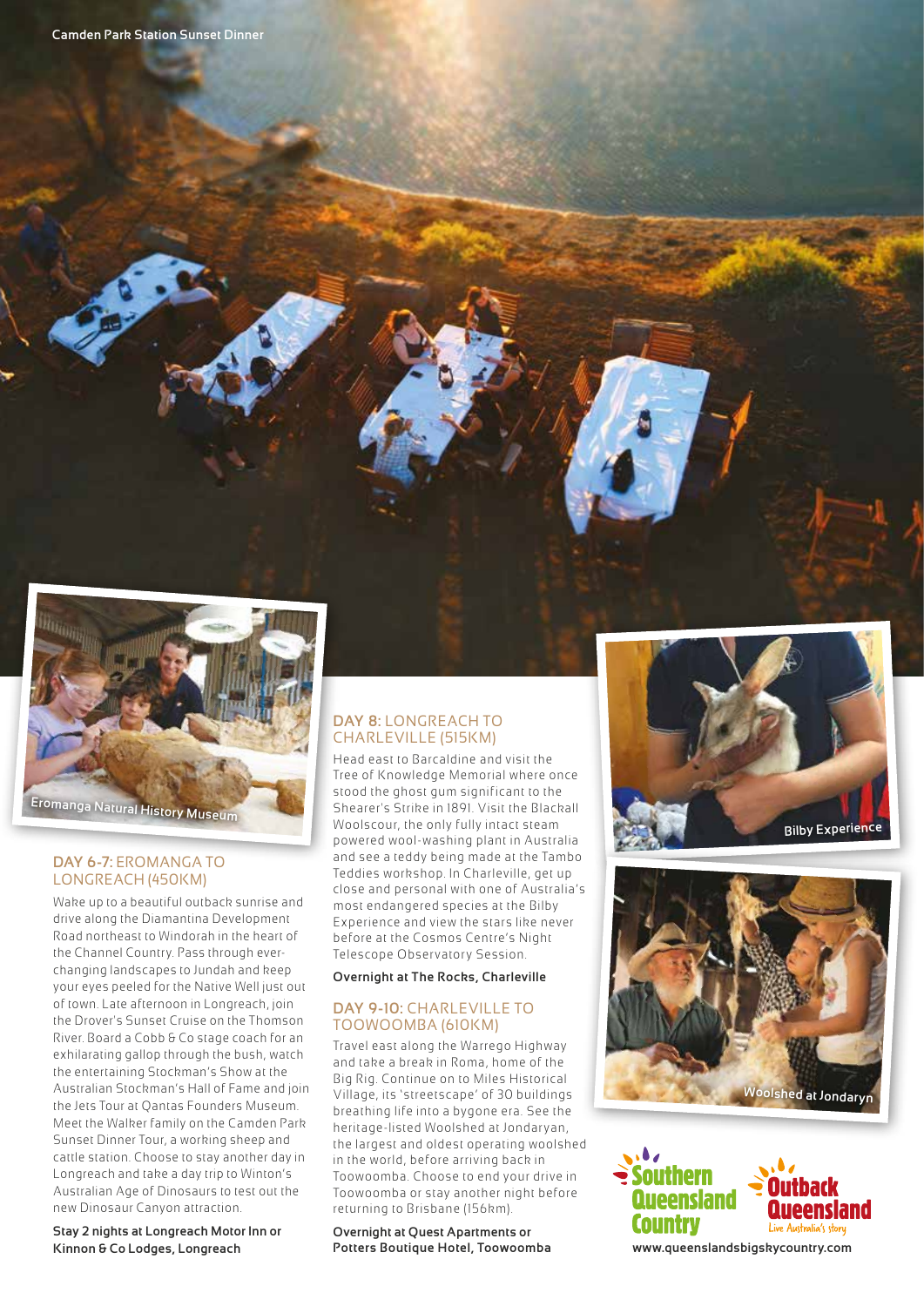Camden Park Station Sunset Dinner

Eromanga Natural History Museum

## DAY 6-7: EROMANGA TO LONGREACH (450KM)

Wake up to a beautiful outback sunrise and drive along the Diamantina Development Road northeast to Windorah in the heart of the Channel Country. Pass through ever-changing landscapes to Jundah and keep your eyes peeled for the Native Well just out of town. Late afternoon in Longreach, join the Drover's Sunset Cruise on the Thomson River. Board a Cobb & Co stage coach for an exhilarating gallop through the bush, watch the entertaining Stockman's Show at the Australian Stockman's Hall of Fame and join the Jets Tour at Qantas Founders Museum. Meet the Walker family on the Camden Park Sunset Dinner Tour, a working sheep and cattle station. Choose to stay another day in Longreach and take a day trip to Winton's Australian Age of Dinosaurs to test out the new Dinosaur Canyon attraction.

**Stay 2 nights at Longreach Motor Inn or Kinnon & Co Lodges, Longreach**

## DAY 8: LONGREACH TO CHARLEVILLE (515KM)

Head east to Barcaldine and visit the Tree of Knowledge Memorial where once stood the ghost gum significant to the Shearer's Strike in 1891. Visit the Blackall Woolscour, the only fully intact steam powered wool-washing plant in Australia and see a teddy being made at the Tambo Teddies workshop. In Charleville, get up close and personal with one of Australia's most endangered species at the Bilby Experience and view the stars like never before at the Cosmos Centre's Night Telescope Observatory Session.

**Overnight at The Rocks, Charleville**

## DAY 9-10: CHARLEVILLE TO TOOWOOMBA (610KM)

Travel east along the Warrego Highway and take a break in Roma, home of the Big Rig. Continue on to Miles Historical Village, its 'streetscape' of 30 buildings breathing life into a bygone era. See the heritage-listed Woolshed at Jondaryan, the largest and oldest operating woolshed in the world, before arriving back in Toowoomba. Choose to end your drive in Toowoomba or stay another night before returning to Brisbane (156km).

**Overnight at Quest Apartments or Potters Boutique Hotel, Toowoomba**

Bilby Experience

Woolshed at Jondaryn

Southern Queensland Country

Outback Queensland — Live Australia's story

www.queenslandsbigskycountry.com